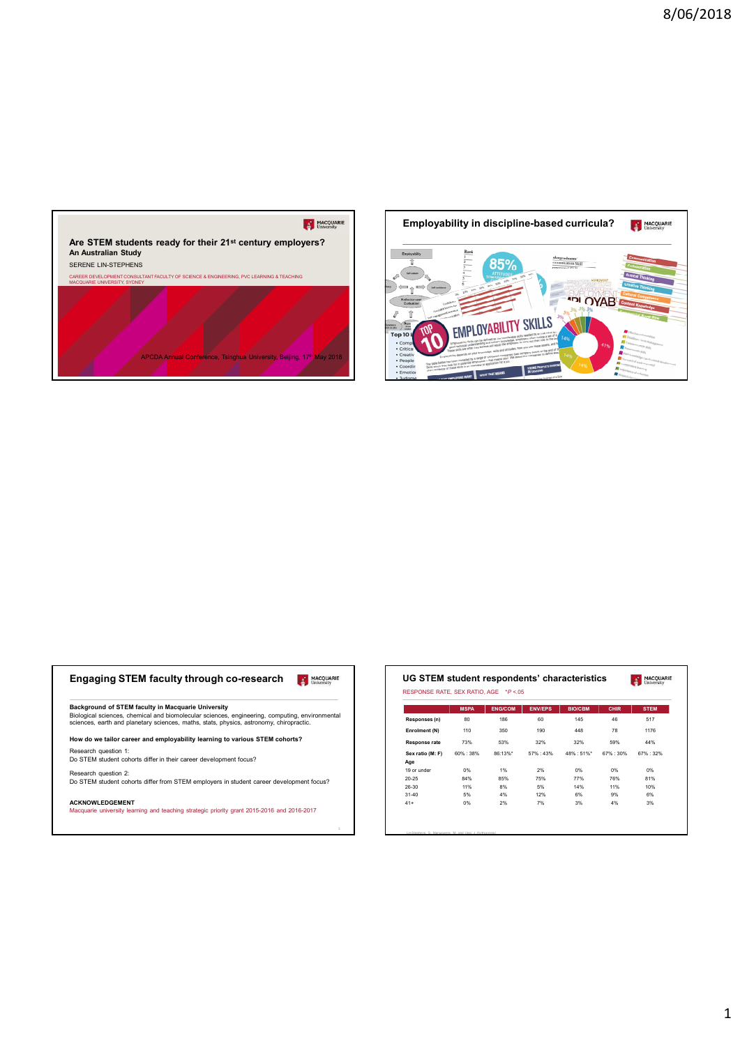## Are STEM students ready for their 21st century employers?

**An Australian Study**

SERENE LIN-STEPHENS

CAREER DEVELOPMENT CONSULTANT FACULTY OF SCIENCE & ENGINEERING, PVC LEARNING & TEACHING
MACQUARIE UNIVERSITY, SYDNEY

APCDA Annual Conference, Tsinghua University, Beijing, 17th May 2018

## Employability in discipline-based curricula?

## Engaging STEM faculty through co-research

**Background of STEM faculty in Macquarie University**

Biological sciences, chemical and biomolecular sciences, engineering, computing, environmental sciences, earth and planetary sciences, maths, stats, physics, astronomy, chiropractic.

**How do we tailor career and employability learning to various STEM cohorts?**

Research question 1:
Do STEM student cohorts differ in their career development focus?

Research question 2:
Do STEM student cohorts differ from STEM employers in student career development focus?

**ACKNOWLEDGEMENT**

Macquarie university learning and teaching strategic priority grant 2015-2016 and 2016-2017

## UG STEM student respondents' characteristics

RESPONSE RATE, SEX RATIO, AGE *P <.05

| | MSPA | ENG/COM | ENV/EPS | BIO/CBM | CHIR | STEM |
|---|---|---|---|---|---|---|
| **Responses (n)** | 80 | 186 | 60 | 145 | 46 | 517 |
| **Enrolment (N)** | 110 | 350 | 190 | 448 | 78 | 1176 |
| **Response rate** | 73% | 53% | 32% | 32% | 59% | 44% |
| **Sex ratio (M: F)** | 60% : 38% | 86:13%* | 57% : 43% | 48% : 51%* | 67% : 30% | 67% : 32% |
| **Age** | | | | | | |
| 19 or under | 0% | 1% | 2% | 0% | 0% | 0% |
| 20-25 | 84% | 85% | 75% | 77% | 76% | 81% |
| 26-30 | 11% | 8% | 5% | 14% | 11% | 10% |
| 31-40 | 5% | 4% | 12% | 6% | 9% | 6% |
| 41+ | 0% | 2% | 7% | 3% | 4% | 3% |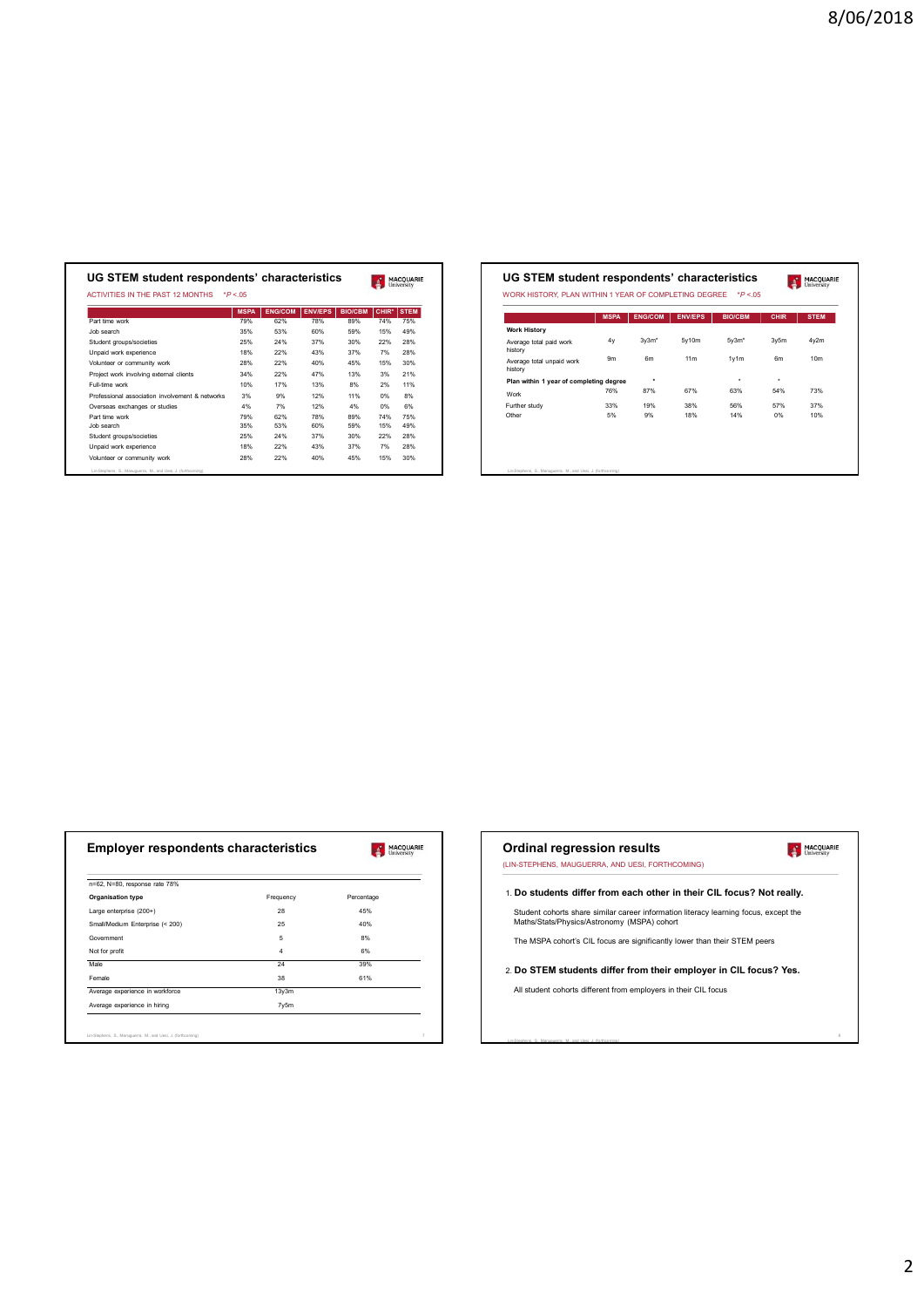## UG STEM student respondents' characteristics

ACTIVITIES IN THE PAST 12 MONTHS   *P <.05

| | MSPA | ENG/COM | ENV/EPS | BIO/CBM | CHIR* | STEM |
|---|---|---|---|---|---|---|
| Part time work | 79% | 62% | 78% | 89% | 74% | 75% |
| Job search | 35% | 53% | 60% | 59% | 15% | 49% |
| Student groups/societies | 25% | 24% | 37% | 30% | 22% | 28% |
| Unpaid work experience | 18% | 22% | 43% | 37% | 7% | 28% |
| Volunteer or community work | 28% | 22% | 40% | 45% | 15% | 30% |
| Project work involving external clients | 34% | 22% | 47% | 13% | 3% | 21% |
| Full-time work | 10% | 17% | 13% | 8% | 2% | 11% |
| Professional association involvement & networks | 3% | 9% | 12% | 11% | 0% | 8% |
| Overseas exchanges or studies | 4% | 7% | 12% | 4% | 0% | 6% |
| Part time work | 79% | 62% | 78% | 89% | 74% | 75% |
| Job search | 35% | 53% | 60% | 59% | 15% | 49% |
| Student groups/societies | 25% | 24% | 37% | 30% | 22% | 28% |
| Unpaid work experience | 18% | 22% | 43% | 37% | 7% | 28% |
| Volunteer or community work | 28% | 22% | 40% | 45% | 15% | 30% |

Lin-Stephens, S., Manuguerra, M., and Uesi, J. (forthcoming)

## UG STEM student respondents' characteristics

WORK HISTORY, PLAN WITHIN 1 YEAR OF COMPLETING DEGREE   *P <.05

| | MSPA | ENG/COM | ENV/EPS | BIO/CBM | CHIR | STEM |
|---|---|---|---|---|---|---|
| **Work History** | | | | | | |
| Average total paid work history | 4y | 3y3m* | 5y10m | 5y3m* | 3y5m | 4y2m |
| Average total unpaid work history | 9m | 6m | 11m | 1y1m | 6m | 10m |
| **Plan within 1 year of completing degree** | | * | | * | * | |
| Work | 76% | 87% | 67% | 63% | 54% | 73% |
| Further study | 33% | 19% | 38% | 56% | 57% | 37% |
| Other | 5% | 9% | 18% | 14% | 0% | 10% |

Lin-Stephens, S., Manuguerra, M., and Uesi, J. (forthcoming)

## Employer respondents characteristics

n=62, N=80, response rate 78%

| **Organisation type** | Frequency | Percentage |
|---|---|---|
| Large enterprise (200+) | 28 | 45% |
| Small/Medium Enterprise (< 200) | 25 | 40% |
| Government | 5 | 8% |
| Not for profit | 4 | 6% |
| Male | 24 | 39% |
| Female | 38 | 61% |
| Average experience in workforce | 13y3m | |
| Average experience in hiring | 7y5m | |

Lin-Stephens, S., Manuguerra, M., and Uesi, J. (forthcoming)

## Ordinal regression results

(LIN-STEPHENS, MAUGUERRA, AND UESI, FORTHCOMING)

1. **Do students differ from each other in their CIL focus? Not really.**

   Student cohorts share similar career information literacy learning focus, except the Maths/Stats/Physics/Astronomy (MSPA) cohort

   The MSPA cohort's CIL focus are significantly lower than their STEM peers

2. **Do STEM students differ from their employer in CIL focus? Yes.**

   All student cohorts different from employers in their CIL focus

Lin-Stephens, S., Manuguerra, M., and Uesi, J. (forthcoming)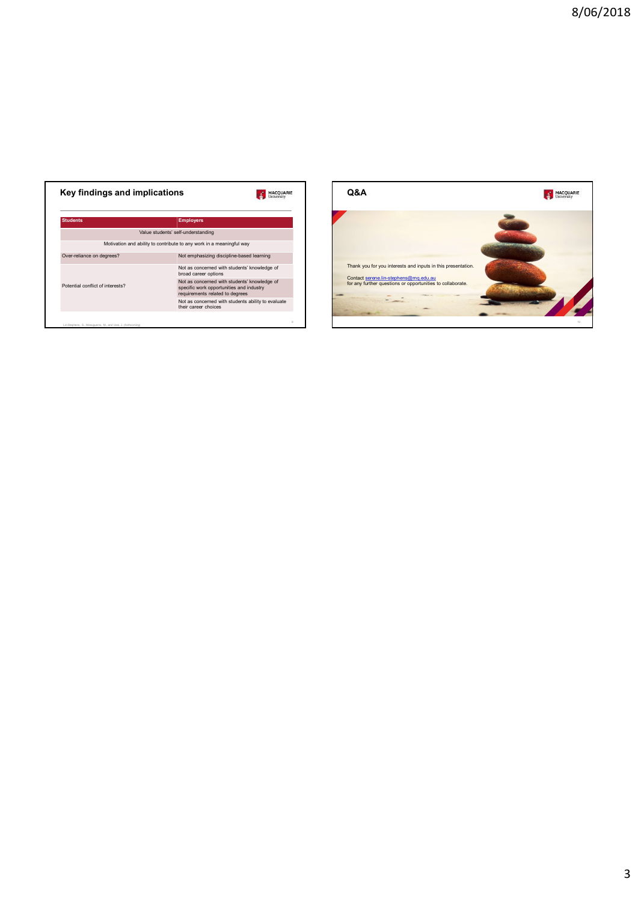## Key findings and implications

| Students | Employers |
|---|---|
| Value students' self-understanding | |
| Motivation and ability to contribute to any work in a meaningful way | |
| Over-reliance on degrees? | Not emphasizing discipline-based learning |
| Potential conflict of interests? | Not as concerned with students' knowledge of broad career options |
| | Not as concerned with students' knowledge of specific work opportunities and industry requirements related to degrees |
| | Not as concerned with students ability to evaluate their career choices |

Lin-Stephens, S., Manuguerra, M. and Uesi, J. (forthcoming)

## Q&A

Thank you for you interests and inputs in this presentation.

Contact serene.lin-stephens@mq.edu.au
for any further questions or opportunities to collaborate.